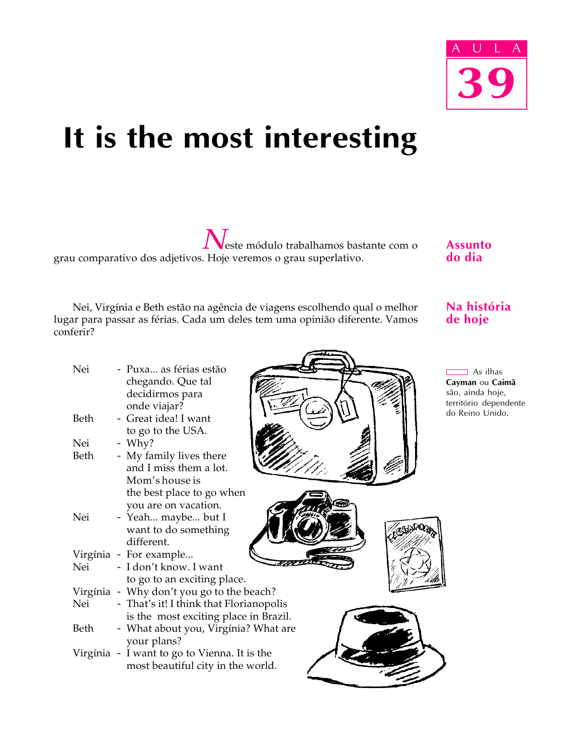AULA

39

# It is the most interesting

**Assunto do dia**

Neste módulo trabalhamos bastante com o grau comparativo dos adjetivos. Hoje veremos o grau superlativo.

**Na história de hoje**

Nei, Virgínia e Beth estão na agência de viagens escolhendo qual o melhor lugar para passar as férias. Cada um deles tem uma opinião diferente. Vamos conferir?

Nei - Puxa... as férias estão chegando. Que tal decidirmos para onde viajar?
Beth - Great idea! I want to go to the USA.
Nei - Why?
Beth - My family lives there and I miss them a lot. Mom's house is the best place to go when you are on vacation.
Nei - Yeah... maybe... but I want to do something different.
Virgínia - For example...
Nei - I don't know. I want to go to an exciting place.
Virgínia - Why don't you go to the beach?
Nei - That's it! I think that Florianopolis is the most exciting place in Brazil.
Beth - What about you, Virgínia? What are your plans?
Virgínia - I want to go to Vienna. It is the most beautiful city in the world.

As ilhas **Cayman** ou **Caimã** são, ainda hoje, território dependente do Reino Unido.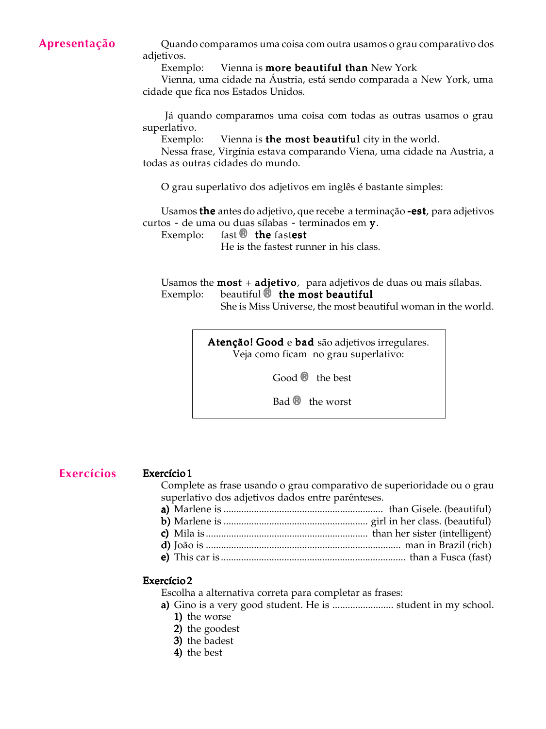## Apresentação

Quando comparamos uma coisa com outra usamos o grau comparativo dos adjetivos.

Exemplo: Vienna is **more beautiful than** New York

Vienna, uma cidade na Áustria, está sendo comparada a New York, uma cidade que fica nos Estados Unidos.

Já quando comparamos uma coisa com todas as outras usamos o grau superlativo.

Exemplo: Vienna is **the most beautiful** city in the world.

Nessa frase, Virgínia estava comparando Viena, uma cidade na Austria, a todas as outras cidades do mundo.

O grau superlativo dos adjetivos em inglês é bastante simples:

Usamos **the** antes do adjetivo, que recebe a terminação **-est**, para adjetivos curtos - de uma ou duas sílabas - terminados em **y**.

Exemplo: fast ® **the** fast**est**

He is the fastest runner in his class.

Usamos the **most** + **adjetivo**, para adjetivos de duas ou mais sílabas.

Exemplo: beautiful ® **the most beautiful**

She is Miss Universe, the most beautiful woman in the world.

> **Atenção! Good** e **bad** são adjetivos irregulares.
> Veja como ficam no grau superlativo:
>
> Good ® the best
>
> Bad ® the worst

## Exercícios

**Exercício 1**

Complete as frase usando o grau comparativo de superioridade ou o grau superlativo dos adjetivos dados entre parênteses.

**a)** Marlene is .............................................................. than Gisele. (beautiful)
**b)** Marlene is ........................................................ girl in her class. (beautiful)
**c)** Mila is ............................................................... than her sister (intelligent)
**d)** João is ........................................................................... man in Brazil (rich)
**e)** This car is ....................................................................... than a Fusca (fast)

**Exercício 2**

Escolha a alternativa correta para completar as frases:

**a)** Gino is a very good student. He is ....................... student in my school.
**1)** the worse
**2)** the goodest
**3)** the badest
**4)** the best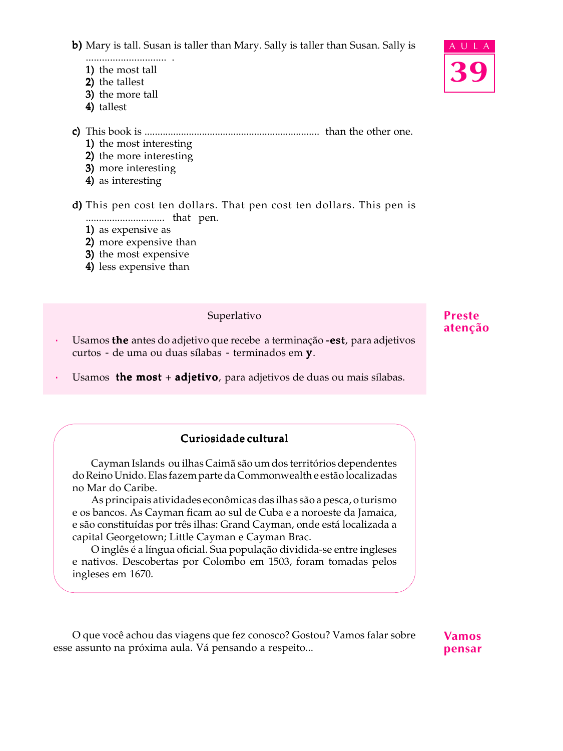**b)** Mary is tall. Susan is taller than Mary. Sally is taller than Susan. Sally is .............................. .

1) the most tall
2) the tallest
3) the more tall
4) tallest

**c)** This book is .................................................................. than the other one.

1) the most interesting
2) the more interesting
3) more interesting
4) as interesting

**d)** This pen cost ten dollars. That pen cost ten dollars. This pen is .............................. that pen.

1) as expensive as
2) more expensive than
3) the most expensive
4) less expensive than

**Preste atenção**

Superlativo

- Usamos **the** antes do adjetivo que recebe a terminação **-est**, para adjetivos curtos - de uma ou duas sílabas - terminados em **y**.
- Usamos **the most** + **adjetivo**, para adjetivos de duas ou mais sílabas.

**Curiosidade cultural**

Cayman Islands ou ilhas Caimã são um dos territórios dependentes do Reino Unido. Elas fazem parte da Commonwealth e estão localizadas no Mar do Caribe.

As principais atividades econômicas das ilhas são a pesca, o turismo e os bancos. As Cayman ficam ao sul de Cuba e a noroeste da Jamaica, e são constituídas por três ilhas: Grand Cayman, onde está localizada a capital Georgetown; Little Cayman e Cayman Brac.

O inglês é a língua oficial. Sua população dividida-se entre ingleses e nativos. Descobertas por Colombo em 1503, foram tomadas pelos ingleses em 1670.

**Vamos pensar**

O que você achou das viagens que fez conosco? Gostou? Vamos falar sobre esse assunto na próxima aula. Vá pensando a respeito...